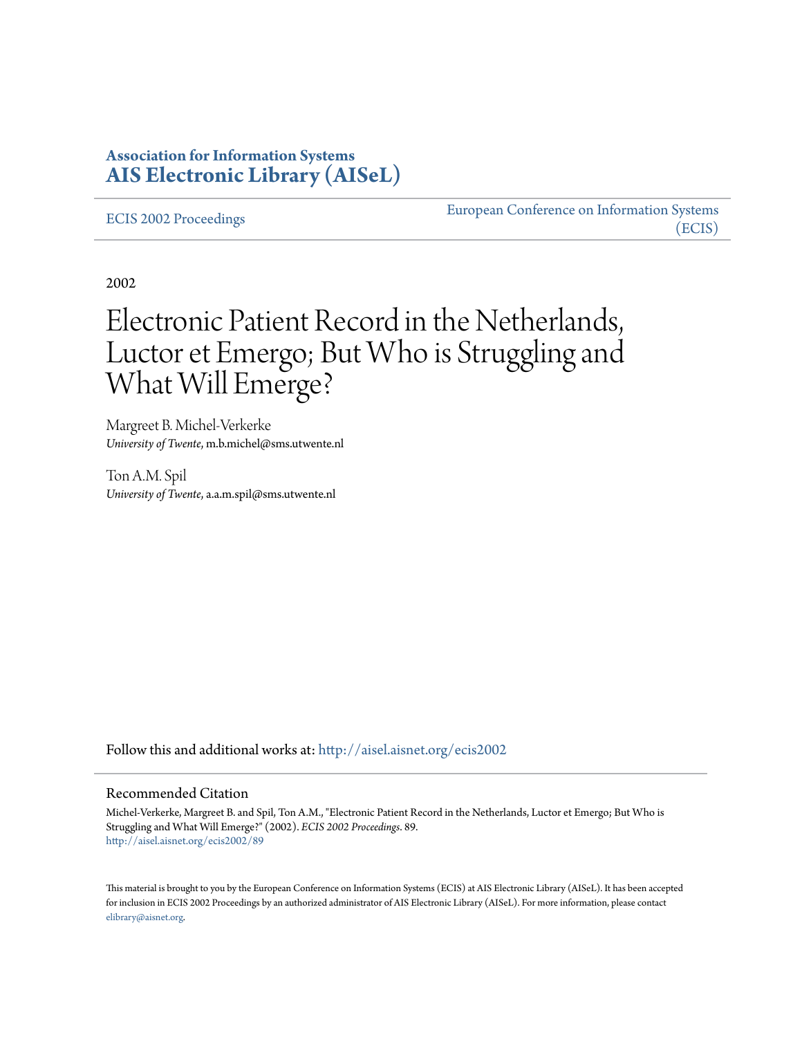**Association for Information Systems**
**[AIS Electronic Library (AISeL)](http://aisel.aisnet.org)**

ECIS 2002 Proceedings

European Conference on Information Systems (ECIS)

2002

# Electronic Patient Record in the Netherlands, Luctor et Emergo; But Who is Struggling and What Will Emerge?

Margreet B. Michel-Verkerke
*University of Twente*, m.b.michel@sms.utwente.nl

Ton A.M. Spil
*University of Twente*, a.a.m.spil@sms.utwente.nl

Follow this and additional works at: http://aisel.aisnet.org/ecis2002

## Recommended Citation

Michel-Verkerke, Margreet B. and Spil, Ton A.M., "Electronic Patient Record in the Netherlands, Luctor et Emergo; But Who is Struggling and What Will Emerge?" (2002). *ECIS 2002 Proceedings*. 89.
http://aisel.aisnet.org/ecis2002/89

This material is brought to you by the European Conference on Information Systems (ECIS) at AIS Electronic Library (AISeL). It has been accepted for inclusion in ECIS 2002 Proceedings by an authorized administrator of AIS Electronic Library (AISeL). For more information, please contact elibrary@aisnet.org.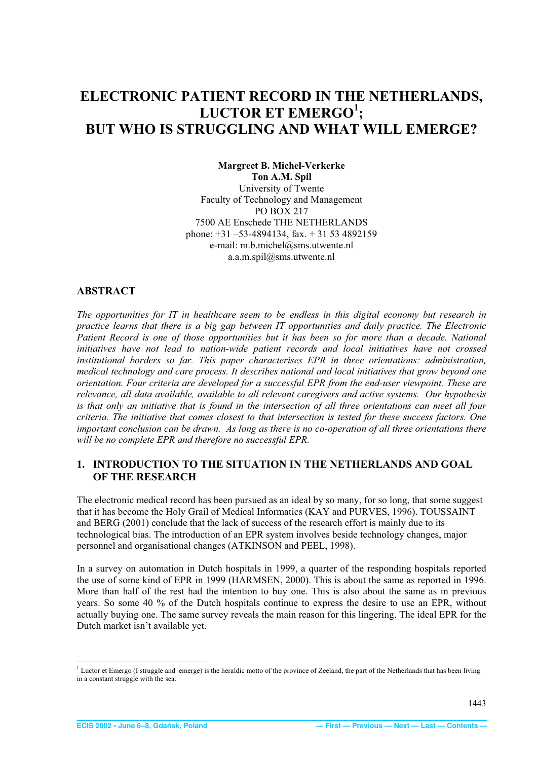# ELECTRONIC PATIENT RECORD IN THE NETHERLANDS, LUCTOR ET EMERGO[1]; BUT WHO IS STRUGGLING AND WHAT WILL EMERGE?

**Margreet B. Michel-Verkerke**
**Ton A.M. Spil**
University of Twente
Faculty of Technology and Management
PO BOX 217
7500 AE Enschede THE NETHERLANDS
phone: +31 –53-4894134, fax. + 31 53 4892159
e-mail: m.b.michel@sms.utwente.nl
a.a.m.spil@sms.utwente.nl

## ABSTRACT

*The opportunities for IT in healthcare seem to be endless in this digital economy but research in practice learns that there is a big gap between IT opportunities and daily practice. The Electronic Patient Record is one of those opportunities but it has been so for more than a decade. National initiatives have not lead to nation-wide patient records and local initiatives have not crossed institutional borders so far. This paper characterises EPR in three orientations: administration, medical technology and care process. It describes national and local initiatives that grow beyond one orientation. Four criteria are developed for a successful EPR from the end-user viewpoint. These are relevance, all data available, available to all relevant caregivers and active systems. Our hypothesis is that only an initiative that is found in the intersection of all three orientations can meet all four criteria. The initiative that comes closest to that intersection is tested for these success factors. One important conclusion can be drawn. As long as there is no co-operation of all three orientations there will be no complete EPR and therefore no successful EPR.*

## 1. INTRODUCTION TO THE SITUATION IN THE NETHERLANDS AND GOAL OF THE RESEARCH

The electronic medical record has been pursued as an ideal by so many, for so long, that some suggest that it has become the Holy Grail of Medical Informatics (KAY and PURVES, 1996). TOUSSAINT and BERG (2001) conclude that the lack of success of the research effort is mainly due to its technological bias. The introduction of an EPR system involves beside technology changes, major personnel and organisational changes (ATKINSON and PEEL, 1998).

In a survey on automation in Dutch hospitals in 1999, a quarter of the responding hospitals reported the use of some kind of EPR in 1999 (HARMSEN, 2000). This is about the same as reported in 1996. More than half of the rest had the intention to buy one. This is also about the same as in previous years. So some 40 % of the Dutch hospitals continue to express the desire to use an EPR, without actually buying one. The same survey reveals the main reason for this lingering. The ideal EPR for the Dutch market isn't available yet.

[1] Luctor et Emergo (I struggle and emerge) is the heraldic motto of the province of Zeeland, the part of the Netherlands that has been living in a constant struggle with the sea.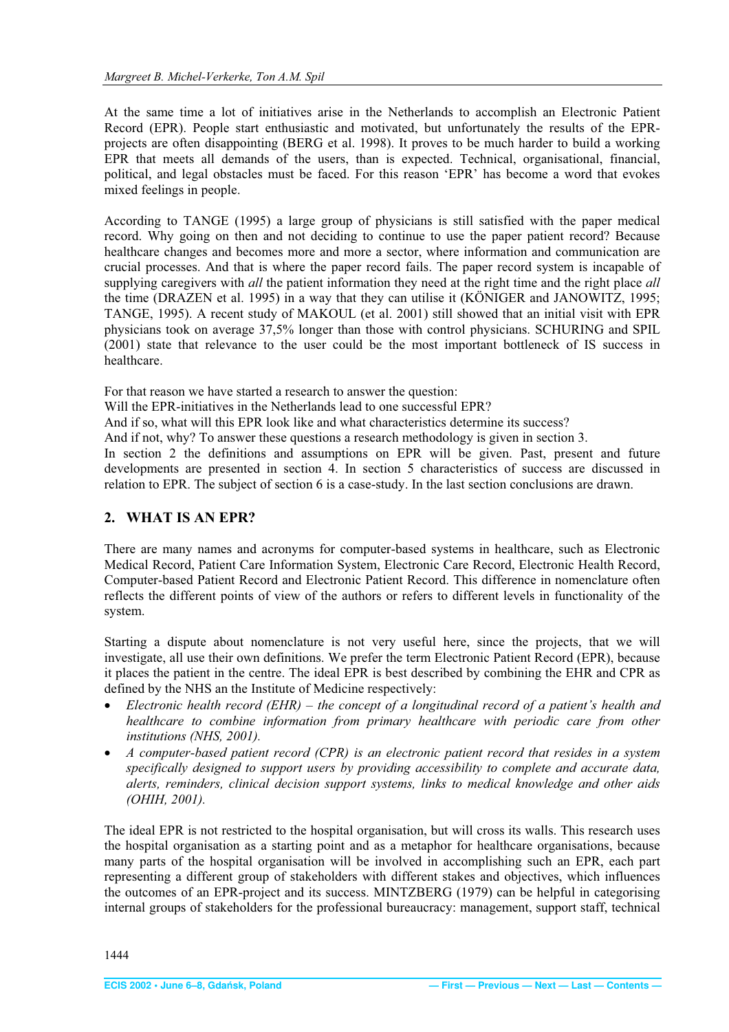At the same time a lot of initiatives arise in the Netherlands to accomplish an Electronic Patient Record (EPR). People start enthusiastic and motivated, but unfortunately the results of the EPR-projects are often disappointing (BERG et al. 1998). It proves to be much harder to build a working EPR that meets all demands of the users, than is expected. Technical, organisational, financial, political, and legal obstacles must be faced. For this reason 'EPR' has become a word that evokes mixed feelings in people.

According to TANGE (1995) a large group of physicians is still satisfied with the paper medical record. Why going on then and not deciding to continue to use the paper patient record? Because healthcare changes and becomes more and more a sector, where information and communication are crucial processes. And that is where the paper record fails. The paper record system is incapable of supplying caregivers with *all* the patient information they need at the right time and the right place *all* the time (DRAZEN et al. 1995) in a way that they can utilise it (KÖNIGER and JANOWITZ, 1995; TANGE, 1995). A recent study of MAKOUL (et al. 2001) still showed that an initial visit with EPR physicians took on average 37,5% longer than those with control physicians. SCHURING and SPIL (2001) state that relevance to the user could be the most important bottleneck of IS success in healthcare.

For that reason we have started a research to answer the question:
Will the EPR-initiatives in the Netherlands lead to one successful EPR?
And if so, what will this EPR look like and what characteristics determine its success?
And if not, why? To answer these questions a research methodology is given in section 3.
In section 2 the definitions and assumptions on EPR will be given. Past, present and future developments are presented in section 4. In section 5 characteristics of success are discussed in relation to EPR. The subject of section 6 is a case-study. In the last section conclusions are drawn.

## 2. WHAT IS AN EPR?

There are many names and acronyms for computer-based systems in healthcare, such as Electronic Medical Record, Patient Care Information System, Electronic Care Record, Electronic Health Record, Computer-based Patient Record and Electronic Patient Record. This difference in nomenclature often reflects the different points of view of the authors or refers to different levels in functionality of the system.

Starting a dispute about nomenclature is not very useful here, since the projects, that we will investigate, all use their own definitions. We prefer the term Electronic Patient Record (EPR), because it places the patient in the centre. The ideal EPR is best described by combining the EHR and CPR as defined by the NHS an the Institute of Medicine respectively:

- *Electronic health record (EHR) – the concept of a longitudinal record of a patient's health and healthcare to combine information from primary healthcare with periodic care from other institutions (NHS, 2001).*
- *A computer-based patient record (CPR) is an electronic patient record that resides in a system specifically designed to support users by providing accessibility to complete and accurate data, alerts, reminders, clinical decision support systems, links to medical knowledge and other aids (OHIH, 2001).*

The ideal EPR is not restricted to the hospital organisation, but will cross its walls. This research uses the hospital organisation as a starting point and as a metaphor for healthcare organisations, because many parts of the hospital organisation will be involved in accomplishing such an EPR, each part representing a different group of stakeholders with different stakes and objectives, which influences the outcomes of an EPR-project and its success. MINTZBERG (1979) can be helpful in categorising internal groups of stakeholders for the professional bureaucracy: management, support staff, technical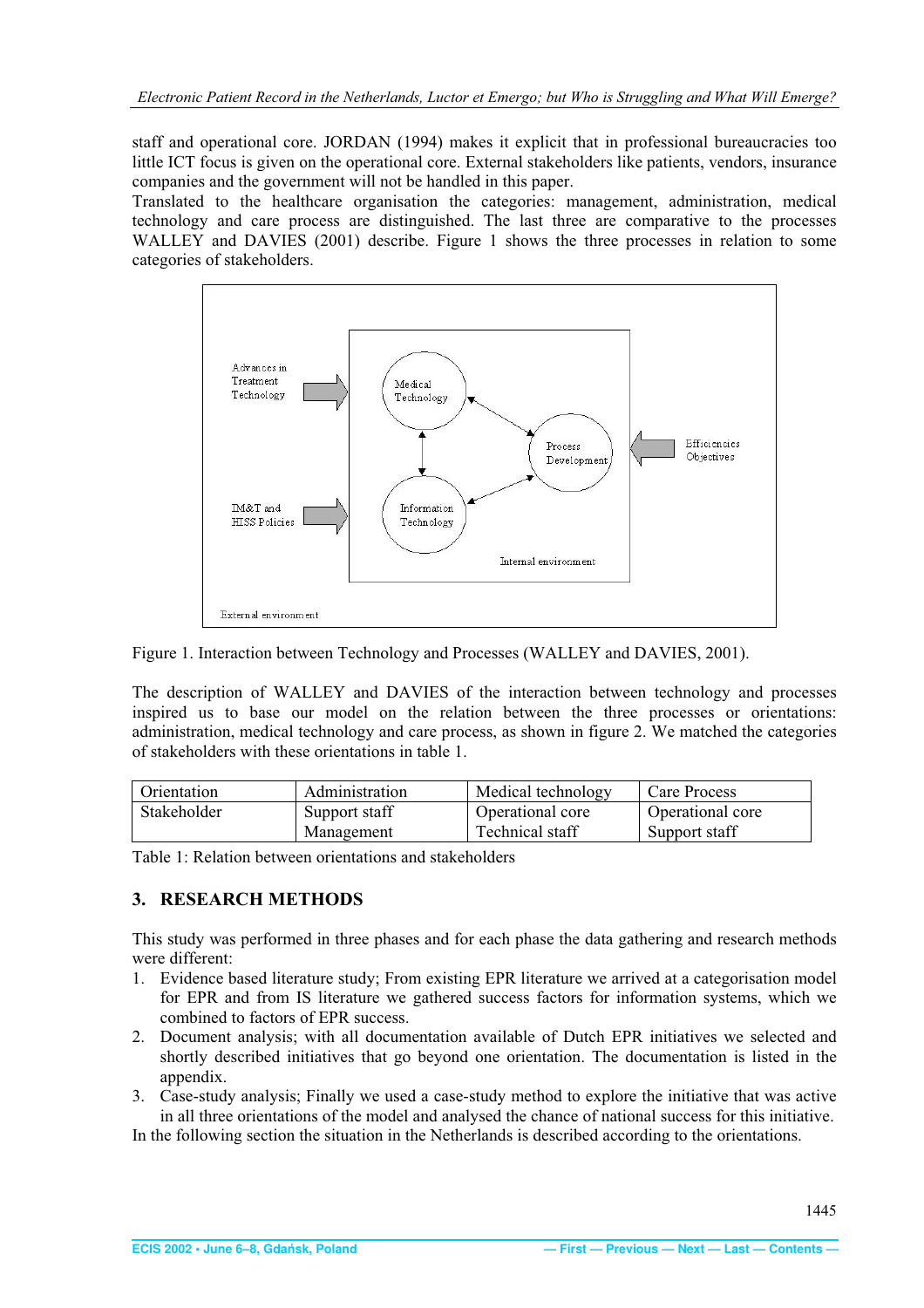staff and operational core. JORDAN (1994) makes it explicit that in professional bureaucracies too little ICT focus is given on the operational core. External stakeholders like patients, vendors, insurance companies and the government will not be handled in this paper.

Translated to the healthcare organisation the categories: management, administration, medical technology and care process are distinguished. The last three are comparative to the processes WALLEY and DAVIES (2001) describe. Figure 1 shows the three processes in relation to some categories of stakeholders.

Figure 1. Interaction between Technology and Processes (WALLEY and DAVIES, 2001).

The description of WALLEY and DAVIES of the interaction between technology and processes inspired us to base our model on the relation between the three processes or orientations: administration, medical technology and care process, as shown in figure 2. We matched the categories of stakeholders with these orientations in table 1.

| Orientation | Administration | Medical technology | Care Process |
|---|---|---|---|
| Stakeholder | Support staff<br>Management | Operational core<br>Technical staff | Operational core<br>Support staff |

Table 1: Relation between orientations and stakeholders

## 3. RESEARCH METHODS

This study was performed in three phases and for each phase the data gathering and research methods were different:

1. Evidence based literature study; From existing EPR literature we arrived at a categorisation model for EPR and from IS literature we gathered success factors for information systems, which we combined to factors of EPR success.
2. Document analysis; with all documentation available of Dutch EPR initiatives we selected and shortly described initiatives that go beyond one orientation. The documentation is listed in the appendix.
3. Case-study analysis; Finally we used a case-study method to explore the initiative that was active in all three orientations of the model and analysed the chance of national success for this initiative.

In the following section the situation in the Netherlands is described according to the orientations.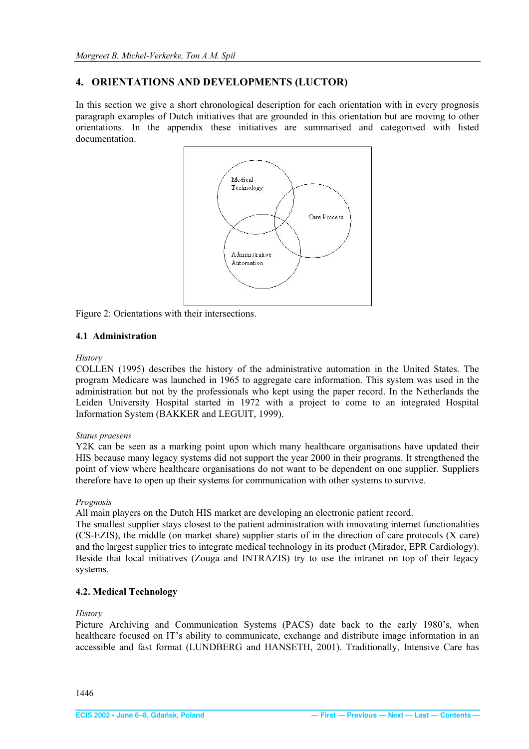## 4. ORIENTATIONS AND DEVELOPMENTS (LUCTOR)

In this section we give a short chronological description for each orientation with in every prognosis paragraph examples of Dutch initiatives that are grounded in this orientation but are moving to other orientations. In the appendix these initiatives are summarised and categorised with listed documentation.

Figure 2: Orientations with their intersections.

### 4.1 Administration

*History*

COLLEN (1995) describes the history of the administrative automation in the United States. The program Medicare was launched in 1965 to aggregate care information. This system was used in the administration but not by the professionals who kept using the paper record. In the Netherlands the Leiden University Hospital started in 1972 with a project to come to an integrated Hospital Information System (BAKKER and LEGUIT, 1999).

*Status praesens*

Y2K can be seen as a marking point upon which many healthcare organisations have updated their HIS because many legacy systems did not support the year 2000 in their programs. It strengthened the point of view where healthcare organisations do not want to be dependent on one supplier. Suppliers therefore have to open up their systems for communication with other systems to survive.

*Prognosis*

All main players on the Dutch HIS market are developing an electronic patient record.
The smallest supplier stays closest to the patient administration with innovating internet functionalities (CS-EZIS), the middle (on market share) supplier starts of in the direction of care protocols (X care) and the largest supplier tries to integrate medical technology in its product (Mirador, EPR Cardiology). Beside that local initiatives (Zouga and INTRAZIS) try to use the intranet on top of their legacy systems.

### 4.2. Medical Technology

*History*

Picture Archiving and Communication Systems (PACS) date back to the early 1980's, when healthcare focused on IT's ability to communicate, exchange and distribute image information in an accessible and fast format (LUNDBERG and HANSETH, 2001). Traditionally, Intensive Care has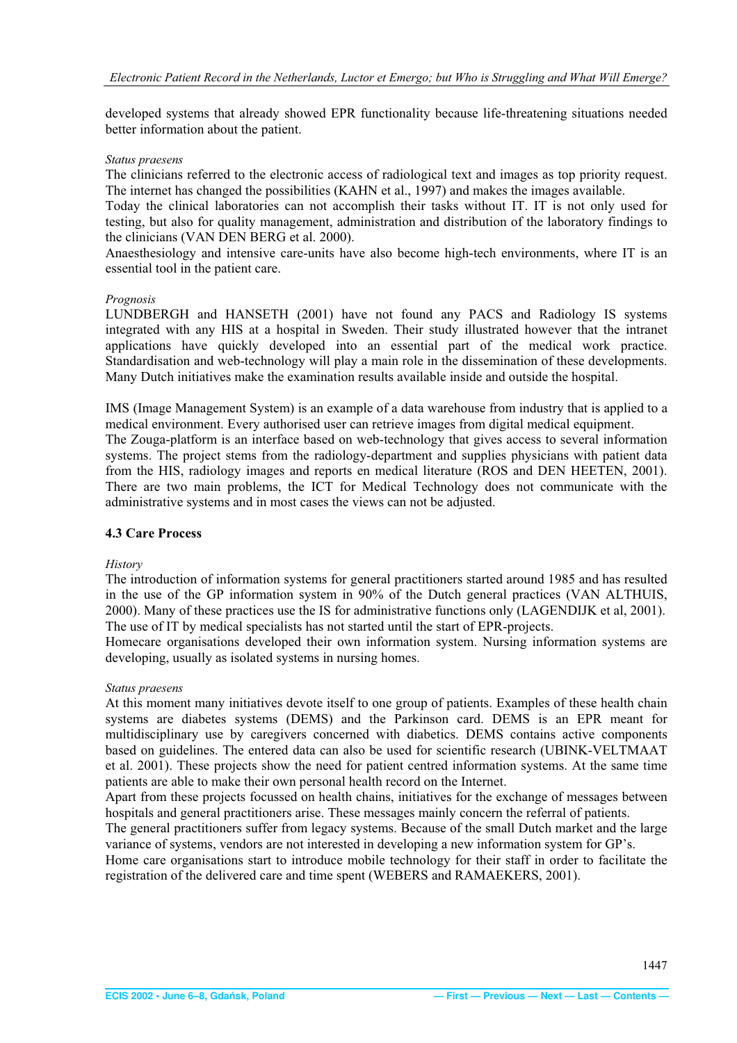developed systems that already showed EPR functionality because life-threatening situations needed better information about the patient.

*Status praesens*

The clinicians referred to the electronic access of radiological text and images as top priority request. The internet has changed the possibilities (KAHN et al., 1997) and makes the images available.

Today the clinical laboratories can not accomplish their tasks without IT. IT is not only used for testing, but also for quality management, administration and distribution of the laboratory findings to the clinicians (VAN DEN BERG et al. 2000).

Anaesthesiology and intensive care-units have also become high-tech environments, where IT is an essential tool in the patient care.

*Prognosis*

LUNDBERGH and HANSETH (2001) have not found any PACS and Radiology IS systems integrated with any HIS at a hospital in Sweden. Their study illustrated however that the intranet applications have quickly developed into an essential part of the medical work practice. Standardisation and web-technology will play a main role in the dissemination of these developments. Many Dutch initiatives make the examination results available inside and outside the hospital.

IMS (Image Management System) is an example of a data warehouse from industry that is applied to a medical environment. Every authorised user can retrieve images from digital medical equipment.

The Zouga-platform is an interface based on web-technology that gives access to several information systems. The project stems from the radiology-department and supplies physicians with patient data from the HIS, radiology images and reports en medical literature (ROS and DEN HEETEN, 2001). There are two main problems, the ICT for Medical Technology does not communicate with the administrative systems and in most cases the views can not be adjusted.

### 4.3 Care Process

*History*

The introduction of information systems for general practitioners started around 1985 and has resulted in the use of the GP information system in 90% of the Dutch general practices (VAN ALTHUIS, 2000). Many of these practices use the IS for administrative functions only (LAGENDIJK et al, 2001). The use of IT by medical specialists has not started until the start of EPR-projects.

Homecare organisations developed their own information system. Nursing information systems are developing, usually as isolated systems in nursing homes.

*Status praesens*

At this moment many initiatives devote itself to one group of patients. Examples of these health chain systems are diabetes systems (DEMS) and the Parkinson card. DEMS is an EPR meant for multidisciplinary use by caregivers concerned with diabetics. DEMS contains active components based on guidelines. The entered data can also be used for scientific research (UBINK-VELTMAAT et al. 2001). These projects show the need for patient centred information systems. At the same time patients are able to make their own personal health record on the Internet.

Apart from these projects focussed on health chains, initiatives for the exchange of messages between hospitals and general practitioners arise. These messages mainly concern the referral of patients.

The general practitioners suffer from legacy systems. Because of the small Dutch market and the large variance of systems, vendors are not interested in developing a new information system for GP's.

Home care organisations start to introduce mobile technology for their staff in order to facilitate the registration of the delivered care and time spent (WEBERS and RAMAEKERS, 2001).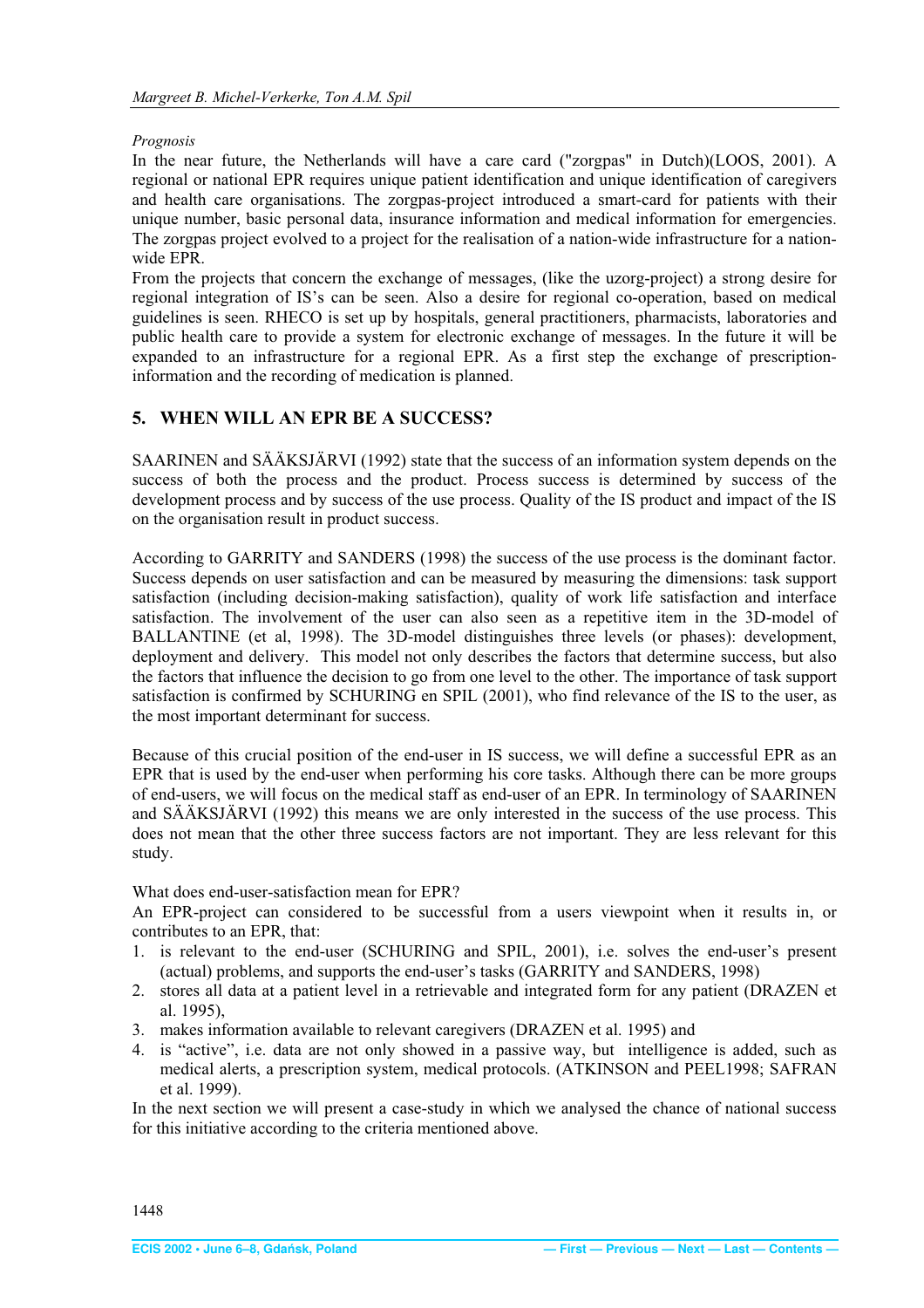*Prognosis*

In the near future, the Netherlands will have a care card ("zorgpas" in Dutch)(LOOS, 2001). A regional or national EPR requires unique patient identification and unique identification of caregivers and health care organisations. The zorgpas-project introduced a smart-card for patients with their unique number, basic personal data, insurance information and medical information for emergencies. The zorgpas project evolved to a project for the realisation of a nation-wide infrastructure for a nation-wide EPR.

From the projects that concern the exchange of messages, (like the uzorg-project) a strong desire for regional integration of IS's can be seen. Also a desire for regional co-operation, based on medical guidelines is seen. RHECO is set up by hospitals, general practitioners, pharmacists, laboratories and public health care to provide a system for electronic exchange of messages. In the future it will be expanded to an infrastructure for a regional EPR. As a first step the exchange of prescription-information and the recording of medication is planned.

## 5. WHEN WILL AN EPR BE A SUCCESS?

SAARINEN and SÄÄKSJÄRVI (1992) state that the success of an information system depends on the success of both the process and the product. Process success is determined by success of the development process and by success of the use process. Quality of the IS product and impact of the IS on the organisation result in product success.

According to GARRITY and SANDERS (1998) the success of the use process is the dominant factor. Success depends on user satisfaction and can be measured by measuring the dimensions: task support satisfaction (including decision-making satisfaction), quality of work life satisfaction and interface satisfaction. The involvement of the user can also seen as a repetitive item in the 3D-model of BALLANTINE (et al, 1998). The 3D-model distinguishes three levels (or phases): development, deployment and delivery. This model not only describes the factors that determine success, but also the factors that influence the decision to go from one level to the other. The importance of task support satisfaction is confirmed by SCHURING en SPIL (2001), who find relevance of the IS to the user, as the most important determinant for success.

Because of this crucial position of the end-user in IS success, we will define a successful EPR as an EPR that is used by the end-user when performing his core tasks. Although there can be more groups of end-users, we will focus on the medical staff as end-user of an EPR. In terminology of SAARINEN and SÄÄKSJÄRVI (1992) this means we are only interested in the success of the use process. This does not mean that the other three success factors are not important. They are less relevant for this study.

What does end-user-satisfaction mean for EPR?

An EPR-project can considered to be successful from a users viewpoint when it results in, or contributes to an EPR, that:

1. is relevant to the end-user (SCHURING and SPIL, 2001), i.e. solves the end-user's present (actual) problems, and supports the end-user's tasks (GARRITY and SANDERS, 1998)
2. stores all data at a patient level in a retrievable and integrated form for any patient (DRAZEN et al. 1995),
3. makes information available to relevant caregivers (DRAZEN et al. 1995) and
4. is "active", i.e. data are not only showed in a passive way, but intelligence is added, such as medical alerts, a prescription system, medical protocols. (ATKINSON and PEEL1998; SAFRAN et al. 1999).

In the next section we will present a case-study in which we analysed the chance of national success for this initiative according to the criteria mentioned above.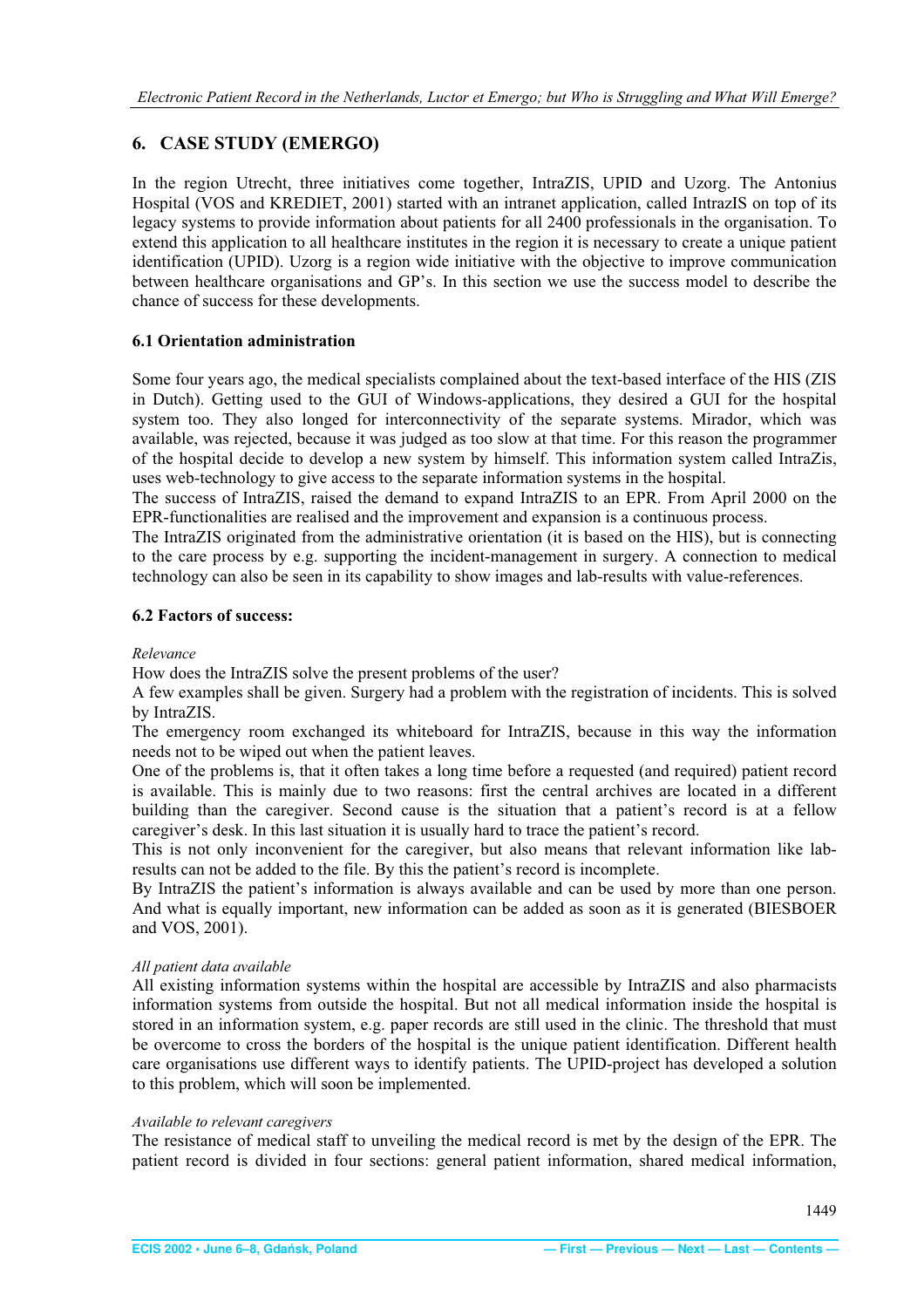## 6. CASE STUDY (EMERGO)

In the region Utrecht, three initiatives come together, IntraZIS, UPID and Uzorg. The Antonius Hospital (VOS and KREDIET, 2001) started with an intranet application, called IntrazIS on top of its legacy systems to provide information about patients for all 2400 professionals in the organisation. To extend this application to all healthcare institutes in the region it is necessary to create a unique patient identification (UPID). Uzorg is a region wide initiative with the objective to improve communication between healthcare organisations and GP's. In this section we use the success model to describe the chance of success for these developments.

### 6.1 Orientation administration

Some four years ago, the medical specialists complained about the text-based interface of the HIS (ZIS in Dutch). Getting used to the GUI of Windows-applications, they desired a GUI for the hospital system too. They also longed for interconnectivity of the separate systems. Mirador, which was available, was rejected, because it was judged as too slow at that time. For this reason the programmer of the hospital decide to develop a new system by himself. This information system called IntraZis, uses web-technology to give access to the separate information systems in the hospital.

The success of IntraZIS, raised the demand to expand IntraZIS to an EPR. From April 2000 on the EPR-functionalities are realised and the improvement and expansion is a continuous process.

The IntraZIS originated from the administrative orientation (it is based on the HIS), but is connecting to the care process by e.g. supporting the incident-management in surgery. A connection to medical technology can also be seen in its capability to show images and lab-results with value-references.

### 6.2 Factors of success:

*Relevance*

How does the IntraZIS solve the present problems of the user?

A few examples shall be given. Surgery had a problem with the registration of incidents. This is solved by IntraZIS.

The emergency room exchanged its whiteboard for IntraZIS, because in this way the information needs not to be wiped out when the patient leaves.

One of the problems is, that it often takes a long time before a requested (and required) patient record is available. This is mainly due to two reasons: first the central archives are located in a different building than the caregiver. Second cause is the situation that a patient's record is at a fellow caregiver's desk. In this last situation it is usually hard to trace the patient's record.

This is not only inconvenient for the caregiver, but also means that relevant information like lab-results can not be added to the file. By this the patient's record is incomplete.

By IntraZIS the patient's information is always available and can be used by more than one person. And what is equally important, new information can be added as soon as it is generated (BIESBOER and VOS, 2001).

*All patient data available*

All existing information systems within the hospital are accessible by IntraZIS and also pharmacists information systems from outside the hospital. But not all medical information inside the hospital is stored in an information system, e.g. paper records are still used in the clinic. The threshold that must be overcome to cross the borders of the hospital is the unique patient identification. Different health care organisations use different ways to identify patients. The UPID-project has developed a solution to this problem, which will soon be implemented.

*Available to relevant caregivers*

The resistance of medical staff to unveiling the medical record is met by the design of the EPR. The patient record is divided in four sections: general patient information, shared medical information,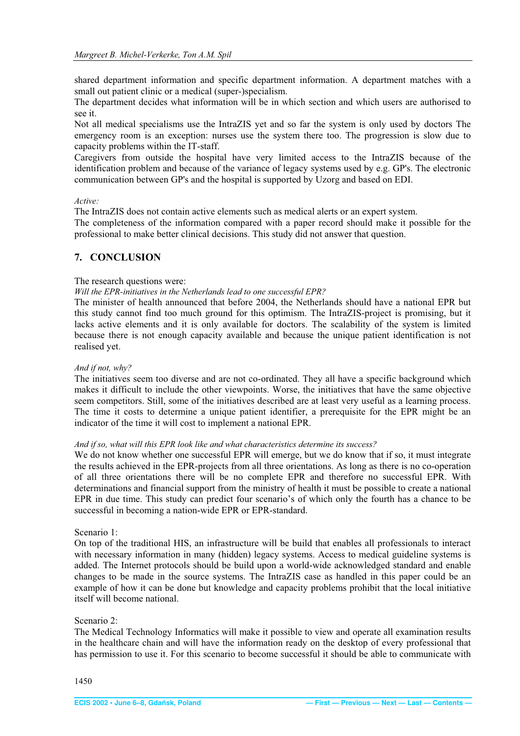shared department information and specific department information. A department matches with a small out patient clinic or a medical (super-)specialism.

The department decides what information will be in which section and which users are authorised to see it.

Not all medical specialisms use the IntraZIS yet and so far the system is only used by doctors The emergency room is an exception: nurses use the system there too. The progression is slow due to capacity problems within the IT-staff.

Caregivers from outside the hospital have very limited access to the IntraZIS because of the identification problem and because of the variance of legacy systems used by e.g. GP's. The electronic communication between GP's and the hospital is supported by Uzorg and based on EDI.

*Active:*

The IntraZIS does not contain active elements such as medical alerts or an expert system.

The completeness of the information compared with a paper record should make it possible for the professional to make better clinical decisions. This study did not answer that question.

## 7. CONCLUSION

The research questions were:

*Will the EPR-initiatives in the Netherlands lead to one successful EPR?*

The minister of health announced that before 2004, the Netherlands should have a national EPR but this study cannot find too much ground for this optimism. The IntraZIS-project is promising, but it lacks active elements and it is only available for doctors. The scalability of the system is limited because there is not enough capacity available and because the unique patient identification is not realised yet.

*And if not, why?*

The initiatives seem too diverse and are not co-ordinated. They all have a specific background which makes it difficult to include the other viewpoints. Worse, the initiatives that have the same objective seem competitors. Still, some of the initiatives described are at least very useful as a learning process. The time it costs to determine a unique patient identifier, a prerequisite for the EPR might be an indicator of the time it will cost to implement a national EPR.

*And if so, what will this EPR look like and what characteristics determine its success?*

We do not know whether one successful EPR will emerge, but we do know that if so, it must integrate the results achieved in the EPR-projects from all three orientations. As long as there is no co-operation of all three orientations there will be no complete EPR and therefore no successful EPR. With determinations and financial support from the ministry of health it must be possible to create a national EPR in due time. This study can predict four scenario's of which only the fourth has a chance to be successful in becoming a nation-wide EPR or EPR-standard.

Scenario 1:

On top of the traditional HIS, an infrastructure will be build that enables all professionals to interact with necessary information in many (hidden) legacy systems. Access to medical guideline systems is added. The Internet protocols should be build upon a world-wide acknowledged standard and enable changes to be made in the source systems. The IntraZIS case as handled in this paper could be an example of how it can be done but knowledge and capacity problems prohibit that the local initiative itself will become national.

Scenario 2:

The Medical Technology Informatics will make it possible to view and operate all examination results in the healthcare chain and will have the information ready on the desktop of every professional that has permission to use it. For this scenario to become successful it should be able to communicate with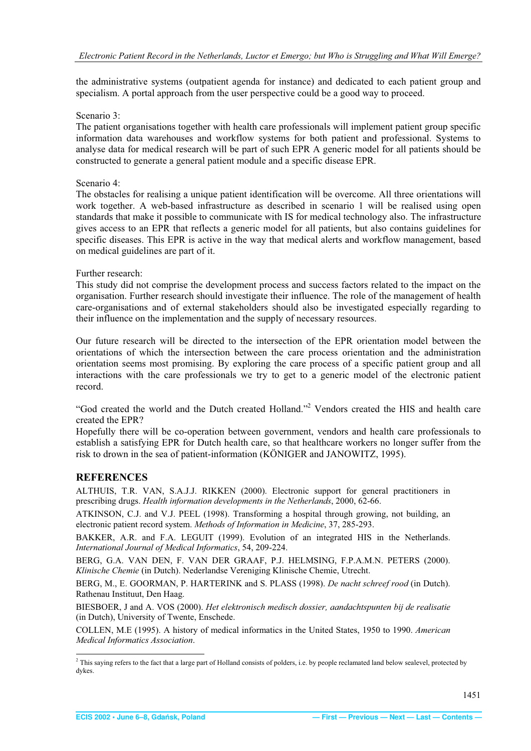the administrative systems (outpatient agenda for instance) and dedicated to each patient group and specialism. A portal approach from the user perspective could be a good way to proceed.

Scenario 3:
The patient organisations together with health care professionals will implement patient group specific information data warehouses and workflow systems for both patient and professional. Systems to analyse data for medical research will be part of such EPR A generic model for all patients should be constructed to generate a general patient module and a specific disease EPR.

Scenario 4:
The obstacles for realising a unique patient identification will be overcome. All three orientations will work together. A web-based infrastructure as described in scenario 1 will be realised using open standards that make it possible to communicate with IS for medical technology also. The infrastructure gives access to an EPR that reflects a generic model for all patients, but also contains guidelines for specific diseases. This EPR is active in the way that medical alerts and workflow management, based on medical guidelines are part of it.

Further research:
This study did not comprise the development process and success factors related to the impact on the organisation. Further research should investigate their influence. The role of the management of health care-organisations and of external stakeholders should also be investigated especially regarding to their influence on the implementation and the supply of necessary resources.

Our future research will be directed to the intersection of the EPR orientation model between the orientations of which the intersection between the care process orientation and the administration orientation seems most promising. By exploring the care process of a specific patient group and all interactions with the care professionals we try to get to a generic model of the electronic patient record.

"God created the world and the Dutch created Holland."[2] Vendors created the HIS and health care created the EPR?
Hopefully there will be co-operation between government, vendors and health care professionals to establish a satisfying EPR for Dutch health care, so that healthcare workers no longer suffer from the risk to drown in the sea of patient-information (KÖNIGER and JANOWITZ, 1995).

## REFERENCES

ALTHUIS, T.R. VAN, S.A.J.J. RIKKEN (2000). Electronic support for general practitioners in prescribing drugs. *Health information developments in the Netherlands*, 2000, 62-66.

ATKINSON, C.J. and V.J. PEEL (1998). Transforming a hospital through growing, not building, an electronic patient record system. *Methods of Information in Medicine*, 37, 285-293.

BAKKER, A.R. and F.A. LEGUIT (1999). Evolution of an integrated HIS in the Netherlands. *International Journal of Medical Informatics*, 54, 209-224.

BERG, G.A. VAN DEN, F. VAN DER GRAAF, P.J. HELMSING, F.P.A.M.N. PETERS (2000). *Klinische Chemie* (in Dutch). Nederlandse Vereniging Klinische Chemie, Utrecht.

BERG, M., E. GOORMAN, P. HARTERINK and S. PLASS (1998). *De nacht schreef rood* (in Dutch). Rathenau Instituut, Den Haag.

BIESBOER, J and A. VOS (2000). *Het elektronisch medisch dossier, aandachtspunten bij de realisatie* (in Dutch), University of Twente, Enschede.

COLLEN, M.E (1995). A history of medical informatics in the United States, 1950 to 1990. *American Medical Informatics Association*.

[2] This saying refers to the fact that a large part of Holland consists of polders, i.e. by people reclamated land below sealevel, protected by dykes.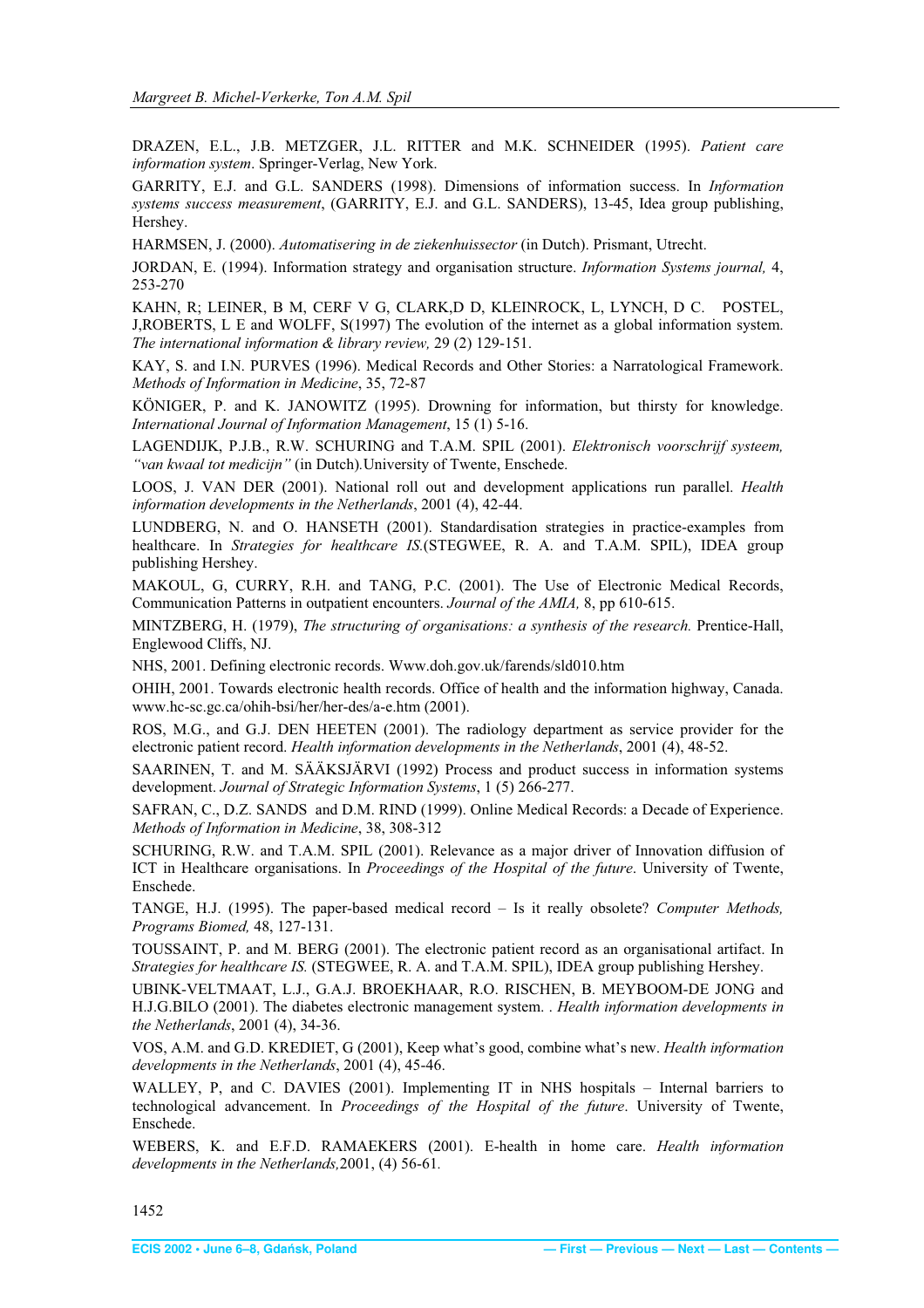DRAZEN, E.L., J.B. METZGER, J.L. RITTER and M.K. SCHNEIDER (1995). *Patient care information system*. Springer-Verlag, New York.

GARRITY, E.J. and G.L. SANDERS (1998). Dimensions of information success. In *Information systems success measurement*, (GARRITY, E.J. and G.L. SANDERS), 13-45, Idea group publishing, Hershey.

HARMSEN, J. (2000). *Automatisering in de ziekenhuissector* (in Dutch). Prismant, Utrecht.

JORDAN, E. (1994). Information strategy and organisation structure. *Information Systems journal,* 4, 253-270

KAHN, R; LEINER, B M, CERF V G, CLARK,D D, KLEINROCK, L, LYNCH, D C. POSTEL, J,ROBERTS, L E and WOLFF, S(1997) The evolution of the internet as a global information system. *The international information & library review,* 29 (2) 129-151.

KAY, S. and I.N. PURVES (1996). Medical Records and Other Stories: a Narratological Framework. *Methods of Information in Medicine*, 35, 72-87

KÖNIGER, P. and K. JANOWITZ (1995). Drowning for information, but thirsty for knowledge. *International Journal of Information Management*, 15 (1) 5-16.

LAGENDIJK, P.J.B., R.W. SCHURING and T.A.M. SPIL (2001). *Elektronisch voorschrijf systeem, "van kwaal tot medicijn"* (in Dutch). University of Twente, Enschede.

LOOS, J. VAN DER (2001). National roll out and development applications run parallel. *Health information developments in the Netherlands*, 2001 (4), 42-44.

LUNDBERG, N. and O. HANSETH (2001). Standardisation strategies in practice-examples from healthcare. In *Strategies for healthcare IS.*(STEGWEE, R. A. and T.A.M. SPIL), IDEA group publishing Hershey.

MAKOUL, G, CURRY, R.H. and TANG, P.C. (2001). The Use of Electronic Medical Records, Communication Patterns in outpatient encounters. *Journal of the AMIA,* 8, pp 610-615.

MINTZBERG, H. (1979), *The structuring of organisations: a synthesis of the research.* Prentice-Hall, Englewood Cliffs, NJ.

NHS, 2001. Defining electronic records. Www.doh.gov.uk/farends/sld010.htm

OHIH, 2001. Towards electronic health records. Office of health and the information highway, Canada. www.hc-sc.gc.ca/ohih-bsi/her/her-des/a-e.htm (2001).

ROS, M.G., and G.J. DEN HEETEN (2001). The radiology department as service provider for the electronic patient record. *Health information developments in the Netherlands*, 2001 (4), 48-52.

SAARINEN, T. and M. SÄÄKSJÄRVI (1992) Process and product success in information systems development. *Journal of Strategic Information Systems*, 1 (5) 266-277.

SAFRAN, C., D.Z. SANDS and D.M. RIND (1999). Online Medical Records: a Decade of Experience. *Methods of Information in Medicine*, 38, 308-312

SCHURING, R.W. and T.A.M. SPIL (2001). Relevance as a major driver of Innovation diffusion of ICT in Healthcare organisations. In *Proceedings of the Hospital of the future*. University of Twente, Enschede.

TANGE, H.J. (1995). The paper-based medical record – Is it really obsolete? *Computer Methods, Programs Biomed,* 48, 127-131.

TOUSSAINT, P. and M. BERG (2001). The electronic patient record as an organisational artifact. In *Strategies for healthcare IS.* (STEGWEE, R. A. and T.A.M. SPIL), IDEA group publishing Hershey.

UBINK-VELTMAAT, L.J., G.A.J. BROEKHAAR, R.O. RISCHEN, B. MEYBOOM-DE JONG and H.J.G.BILO (2001). The diabetes electronic management system. . *Health information developments in the Netherlands*, 2001 (4), 34-36.

VOS, A.M. and G.D. KREDIET, G (2001), Keep what's good, combine what's new. *Health information developments in the Netherlands*, 2001 (4), 45-46.

WALLEY, P, and C. DAVIES (2001). Implementing IT in NHS hospitals – Internal barriers to technological advancement. In *Proceedings of the Hospital of the future*. University of Twente, Enschede.

WEBERS, K. and E.F.D. RAMAEKERS (2001). E-health in home care. *Health information developments in the Netherlands,*2001, (4) 56-61.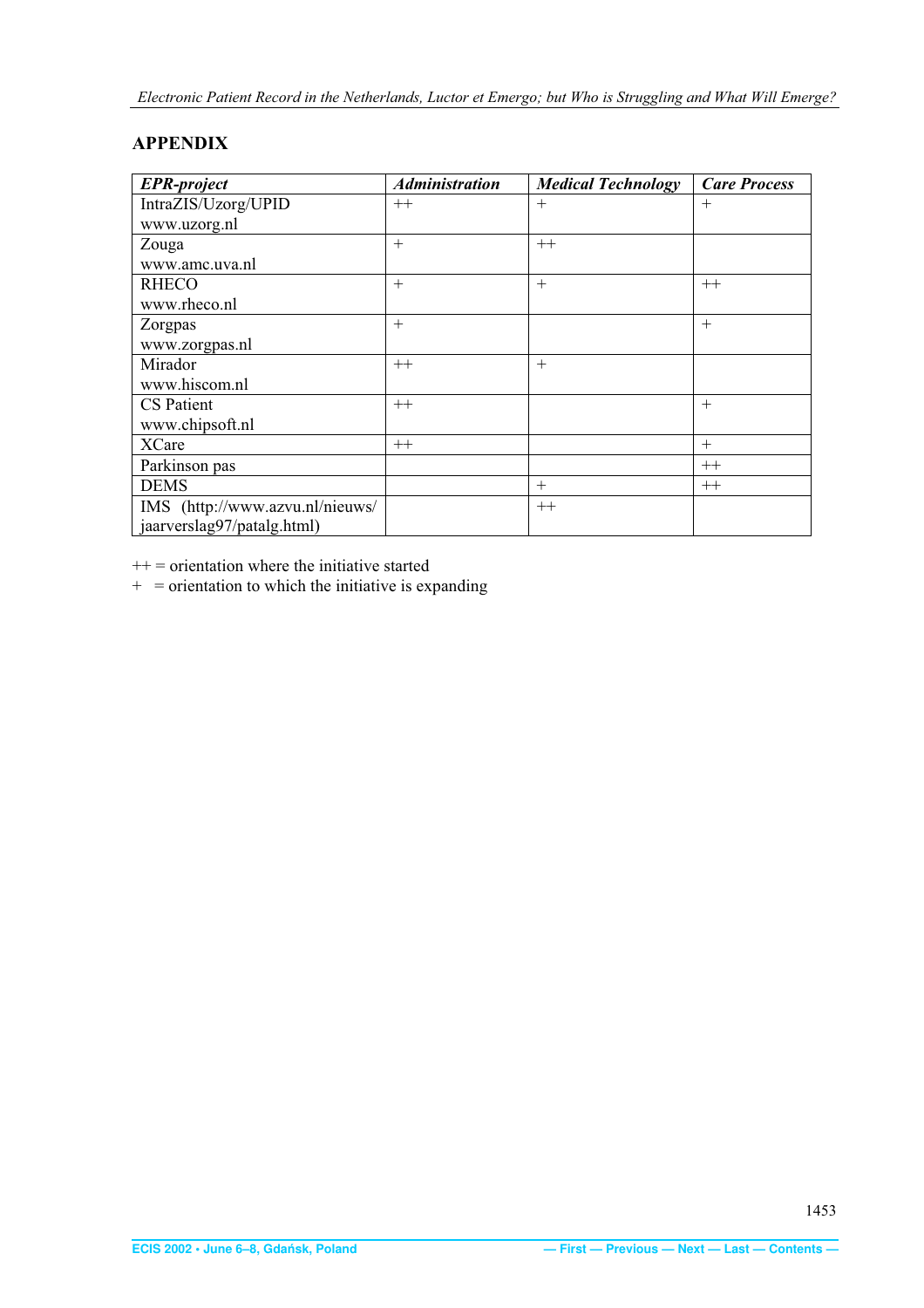## APPENDIX

| *EPR-project* | *Administration* | *Medical Technology* | *Care Process* |
|---|---|---|---|
| IntraZIS/Uzorg/UPID<br>www.uzorg.nl | ++ | + | + |
| Zouga<br>www.amc.uva.nl | + | ++ | |
| RHECO<br>www.rheco.nl | + | + | ++ |
| Zorgpas<br>www.zorgpas.nl | + | | + |
| Mirador<br>www.hiscom.nl | ++ | + | |
| CS Patient<br>www.chipsoft.nl | ++ | | + |
| XCare | ++ | | + |
| Parkinson pas | | | ++ |
| DEMS | | + | ++ |
| IMS (http://www.azvu.nl/nieuws/<br>jaarverslag97/patalg.html) | | ++ | |

++ = orientation where the initiative started
\+ = orientation to which the initiative is expanding